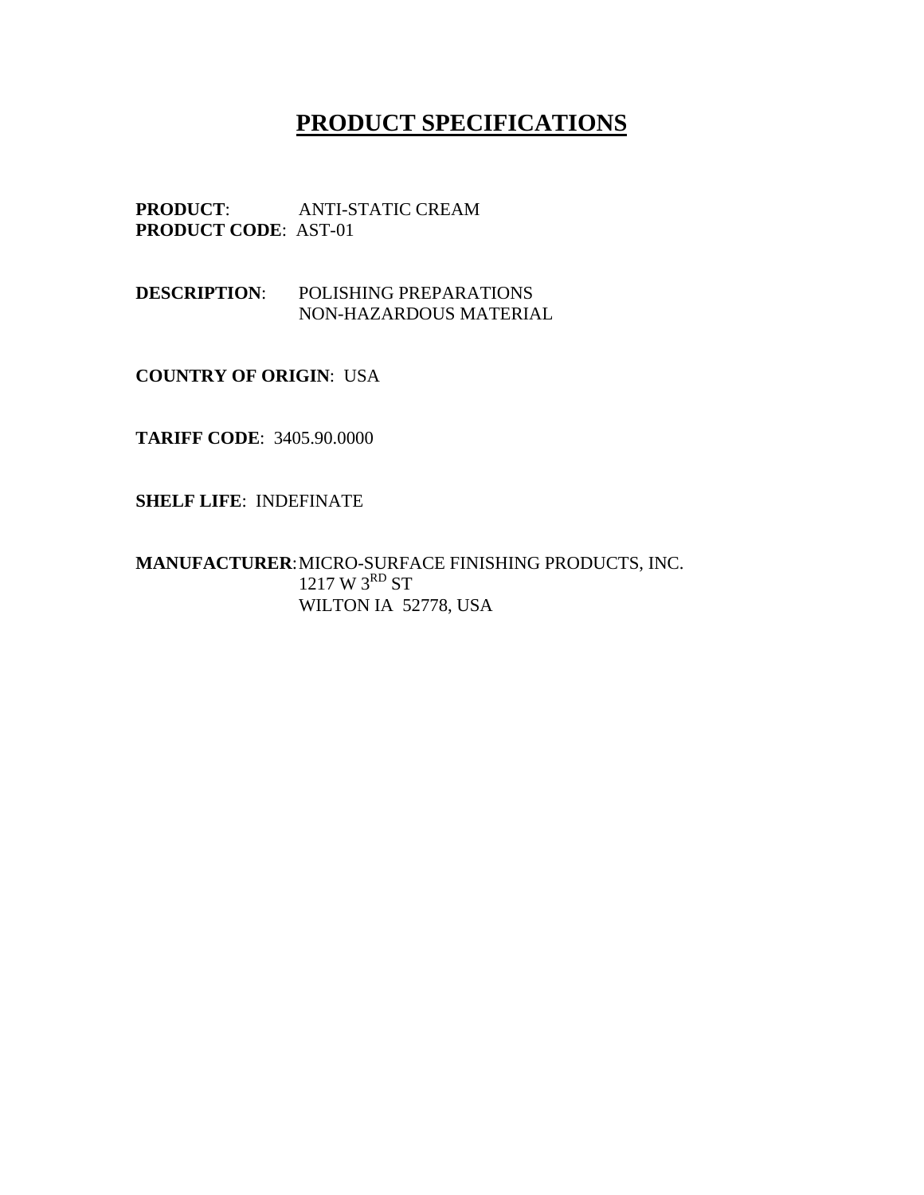# PRODUCT SPECIFICATIONS

**PRODUCT**: ANTI-STATIC CREAM
**PRODUCT CODE**: AST-01

**DESCRIPTION**: POLISHING PREPARATIONS
NON-HAZARDOUS MATERIAL

**COUNTRY OF ORIGIN**: USA

**TARIFF CODE**: 3405.90.0000

**SHELF LIFE**: INDEFINATE

**MANUFACTURER**: MICRO-SURFACE FINISHING PRODUCTS, INC.
1217 W 3RD ST
WILTON IA 52778, USA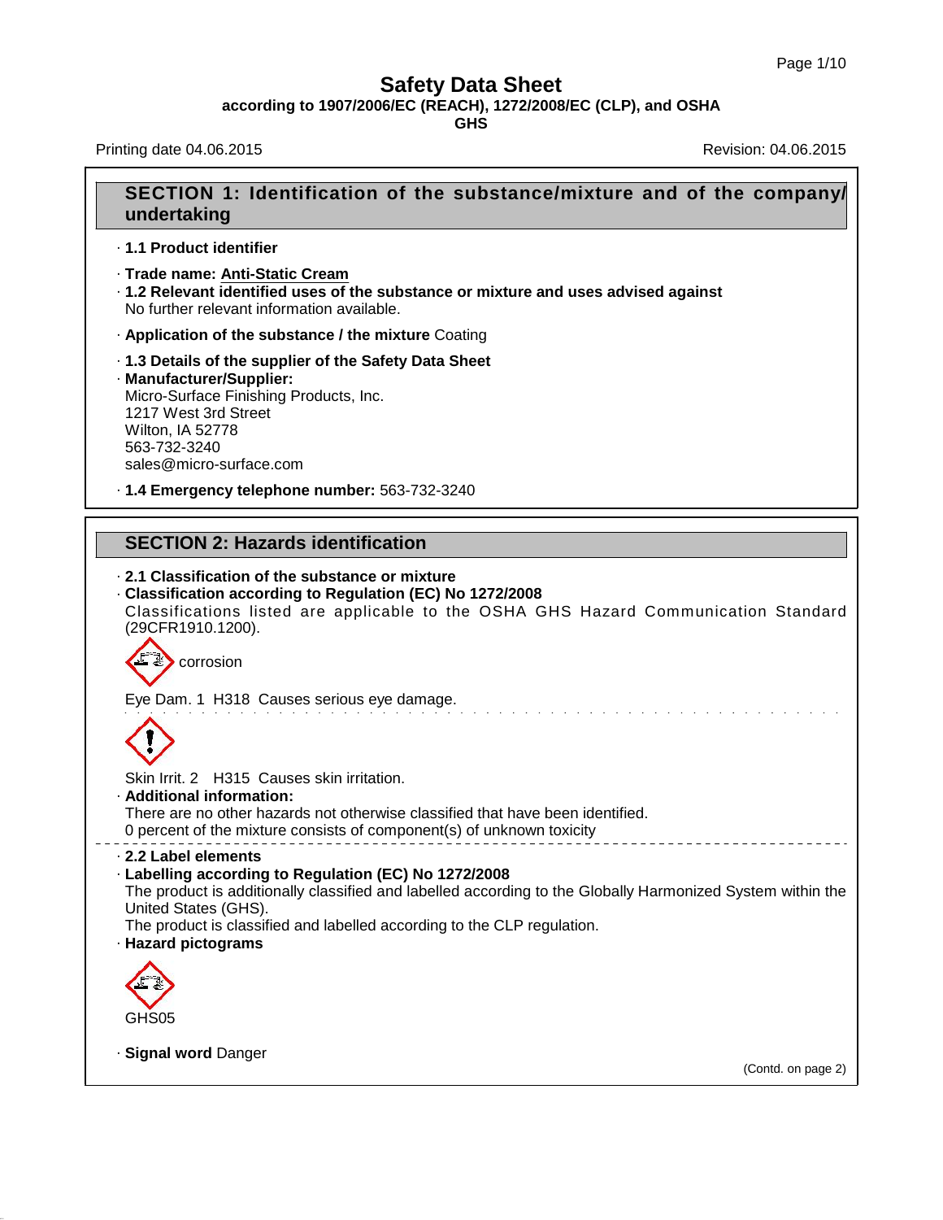# Safety Data Sheet

**according to 1907/2006/EC (REACH), 1272/2008/EC (CLP), and OSHA GHS**

Printing date 04.06.2015 Revision: 04.06.2015

## SECTION 1: Identification of the substance/mixture and of the company/undertaking

· **1.1 Product identifier**

· **Trade name: Anti-Static Cream**

· **1.2 Relevant identified uses of the substance or mixture and uses advised against**
No further relevant information available.

· **Application of the substance / the mixture** Coating

· **1.3 Details of the supplier of the Safety Data Sheet**

· **Manufacturer/Supplier:**
Micro-Surface Finishing Products, Inc.
1217 West 3rd Street
Wilton, IA 52778
563-732-3240
sales@micro-surface.com

· **1.4 Emergency telephone number:** 563-732-3240

## SECTION 2: Hazards identification

· **2.1 Classification of the substance or mixture**

· **Classification according to Regulation (EC) No 1272/2008**
Classifications listed are applicable to the OSHA GHS Hazard Communication Standard (29CFR1910.1200).

corrosion

Eye Dam. 1 H318 Causes serious eye damage.

Skin Irrit. 2 H315 Causes skin irritation.

· **Additional information:**
There are no other hazards not otherwise classified that have been identified.
0 percent of the mixture consists of component(s) of unknown toxicity

· **2.2 Label elements**

· **Labelling according to Regulation (EC) No 1272/2008**
The product is additionally classified and labelled according to the Globally Harmonized System within the United States (GHS).
The product is classified and labelled according to the CLP regulation.

· **Hazard pictograms**

GHS05

· **Signal word** Danger

(Contd. on page 2)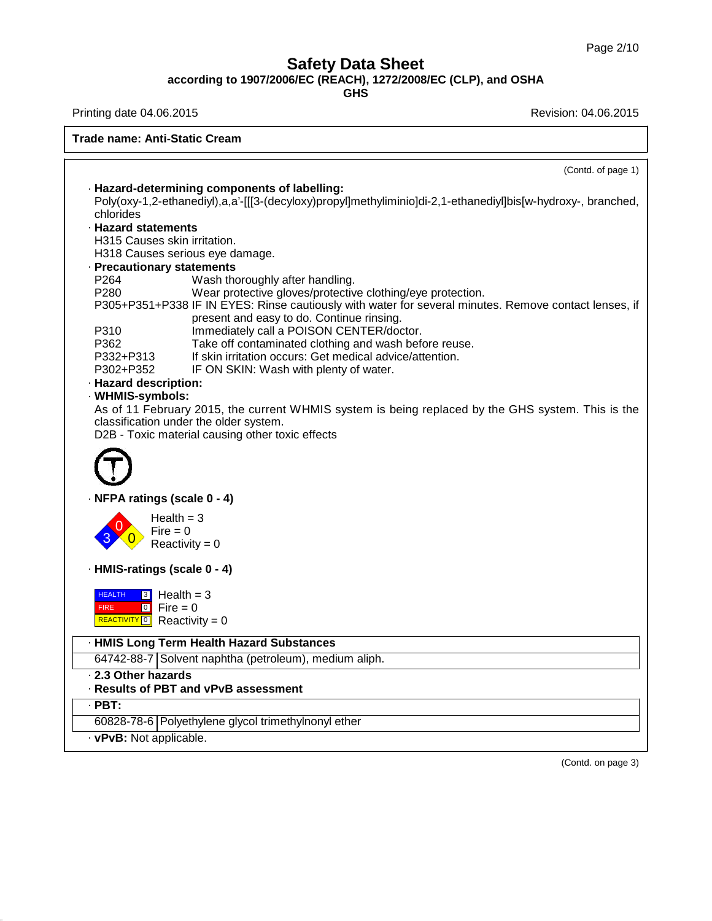# Safety Data Sheet

**according to 1907/2006/EC (REACH), 1272/2008/EC (CLP), and OSHA GHS**

Printing date 04.06.2015 | Revision: 04.06.2015

**Trade name: Anti-Static Cream**

(Contd. of page 1)

· **Hazard-determining components of labelling:**
Poly(oxy-1,2-ethanediyl),a,a'-[[[3-(decyloxy)propyl]methyliminio]di-2,1-ethanediyl]bis[w-hydroxy-, branched, chlorides

· **Hazard statements**
H315 Causes skin irritation.
H318 Causes serious eye damage.

· **Precautionary statements**

| | |
|---|---|
| P264 | Wash thoroughly after handling. |
| P280 | Wear protective gloves/protective clothing/eye protection. |
| P305+P351+P338 | IF IN EYES: Rinse cautiously with water for several minutes. Remove contact lenses, if present and easy to do. Continue rinsing. |
| P310 | Immediately call a POISON CENTER/doctor. |
| P362 | Take off contaminated clothing and wash before reuse. |
| P332+P313 | If skin irritation occurs: Get medical advice/attention. |
| P302+P352 | IF ON SKIN: Wash with plenty of water. |

· **Hazard description:**

· **WHMIS-symbols:**
As of 11 February 2015, the current WHMIS system is being replaced by the GHS system. This is the classification under the older system.
D2B - Toxic material causing other toxic effects

· **NFPA ratings (scale 0 - 4)**

Health = 3
Fire = 0
Reactivity = 0

· **HMIS-ratings (scale 0 - 4)**

HEALTH 3 | Health = 3
FIRE 0 | Fire = 0
REACTIVITY 0 | Reactivity = 0

| · **HMIS Long Term Health Hazard Substances** | |
|---|---|
| 64742-88-7 | Solvent naphtha (petroleum), medium aliph. |

· **2.3 Other hazards**

· **Results of PBT and vPvB assessment**

| · **PBT:** | |
|---|---|
| 60828-78-6 | Polyethylene glycol trimethylnonyl ether |

· **vPvB:** Not applicable.

(Contd. on page 3)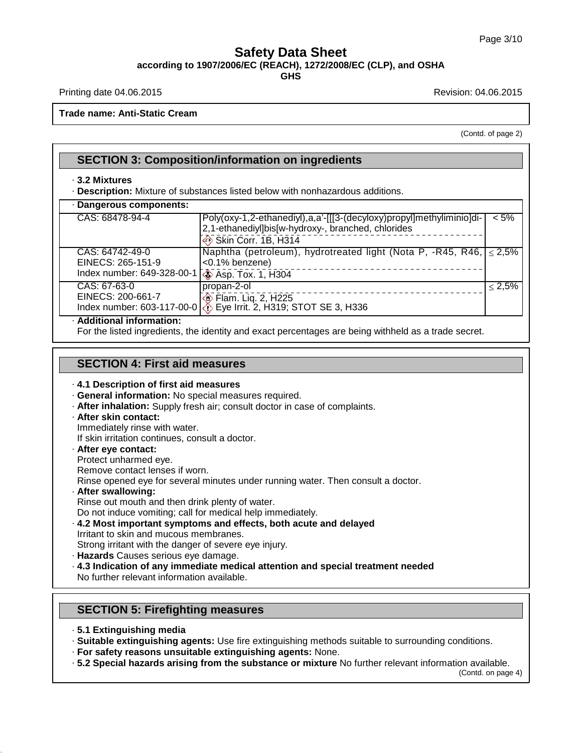**Trade name: Anti-Static Cream**

(Contd. of page 2)

## SECTION 3: Composition/information on ingredients

· **3.2 Mixtures**

· **Description:** Mixture of substances listed below with nonhazardous additions.

· **Dangerous components:**

| Identifiers | Name / Classification | Concentration |
|---|---|---|
| CAS: 68478-94-4 | Poly(oxy-1,2-ethanediyl),a,a'-[[[3-(decyloxy)propyl]methyliminio]di-2,1-ethanediyl]bis[w-hydroxy-, branched, chlorides<br>Skin Corr. 1B, H314 | < 5% |
| CAS: 64742-49-0<br>EINECS: 265-151-9<br>Index number: 649-328-00-1 | Naphtha (petroleum), hydrotreated light (Nota P, -R45, R46, <0.1% benzene)<br>Asp. Tox. 1, H304 | ≤ 2,5% |
| CAS: 67-63-0<br>EINECS: 200-661-7<br>Index number: 603-117-00-0 | propan-2-ol<br>Flam. Liq. 2, H225<br>Eye Irrit. 2, H319; STOT SE 3, H336 | ≤ 2,5% |

· **Additional information:**
For the listed ingredients, the identity and exact percentages are being withheld as a trade secret.

## SECTION 4: First aid measures

· **4.1 Description of first aid measures**

· **General information:** No special measures required.

· **After inhalation:** Supply fresh air; consult doctor in case of complaints.

· **After skin contact:**
Immediately rinse with water.
If skin irritation continues, consult a doctor.

· **After eye contact:**
Protect unharmed eye.
Remove contact lenses if worn.
Rinse opened eye for several minutes under running water. Then consult a doctor.

· **After swallowing:**
Rinse out mouth and then drink plenty of water.
Do not induce vomiting; call for medical help immediately.

· **4.2 Most important symptoms and effects, both acute and delayed**
Irritant to skin and mucous membranes.
Strong irritant with the danger of severe eye injury.

· **Hazards** Causes serious eye damage.

· **4.3 Indication of any immediate medical attention and special treatment needed**
No further relevant information available.

## SECTION 5: Firefighting measures

· **5.1 Extinguishing media**

· **Suitable extinguishing agents:** Use fire extinguishing methods suitable to surrounding conditions.

· **For safety reasons unsuitable extinguishing agents:** None.

· **5.2 Special hazards arising from the substance or mixture** No further relevant information available.

(Contd. on page 4)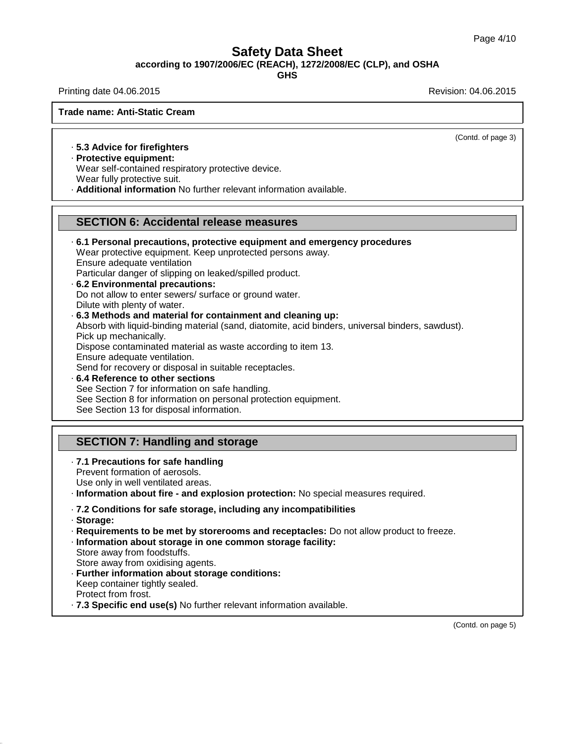· **5.3 Advice for firefighters**
· **Protective equipment:**
Wear self-contained respiratory protective device.
Wear fully protective suit.
· **Additional information** No further relevant information available.

## SECTION 6: Accidental release measures

· **6.1 Personal precautions, protective equipment and emergency procedures**
Wear protective equipment. Keep unprotected persons away.
Ensure adequate ventilation
Particular danger of slipping on leaked/spilled product.
· **6.2 Environmental precautions:**
Do not allow to enter sewers/ surface or ground water.
Dilute with plenty of water.
· **6.3 Methods and material for containment and cleaning up:**
Absorb with liquid-binding material (sand, diatomite, acid binders, universal binders, sawdust).
Pick up mechanically.
Dispose contaminated material as waste according to item 13.
Ensure adequate ventilation.
Send for recovery or disposal in suitable receptacles.
· **6.4 Reference to other sections**
See Section 7 for information on safe handling.
See Section 8 for information on personal protection equipment.
See Section 13 for disposal information.

## SECTION 7: Handling and storage

· **7.1 Precautions for safe handling**
Prevent formation of aerosols.
Use only in well ventilated areas.
· **Information about fire - and explosion protection:** No special measures required.

· **7.2 Conditions for safe storage, including any incompatibilities**
· **Storage:**
· **Requirements to be met by storerooms and receptacles:** Do not allow product to freeze.
· **Information about storage in one common storage facility:**
Store away from foodstuffs.
Store away from oxidising agents.
· **Further information about storage conditions:**
Keep container tightly sealed.
Protect from frost.
· **7.3 Specific end use(s)** No further relevant information available.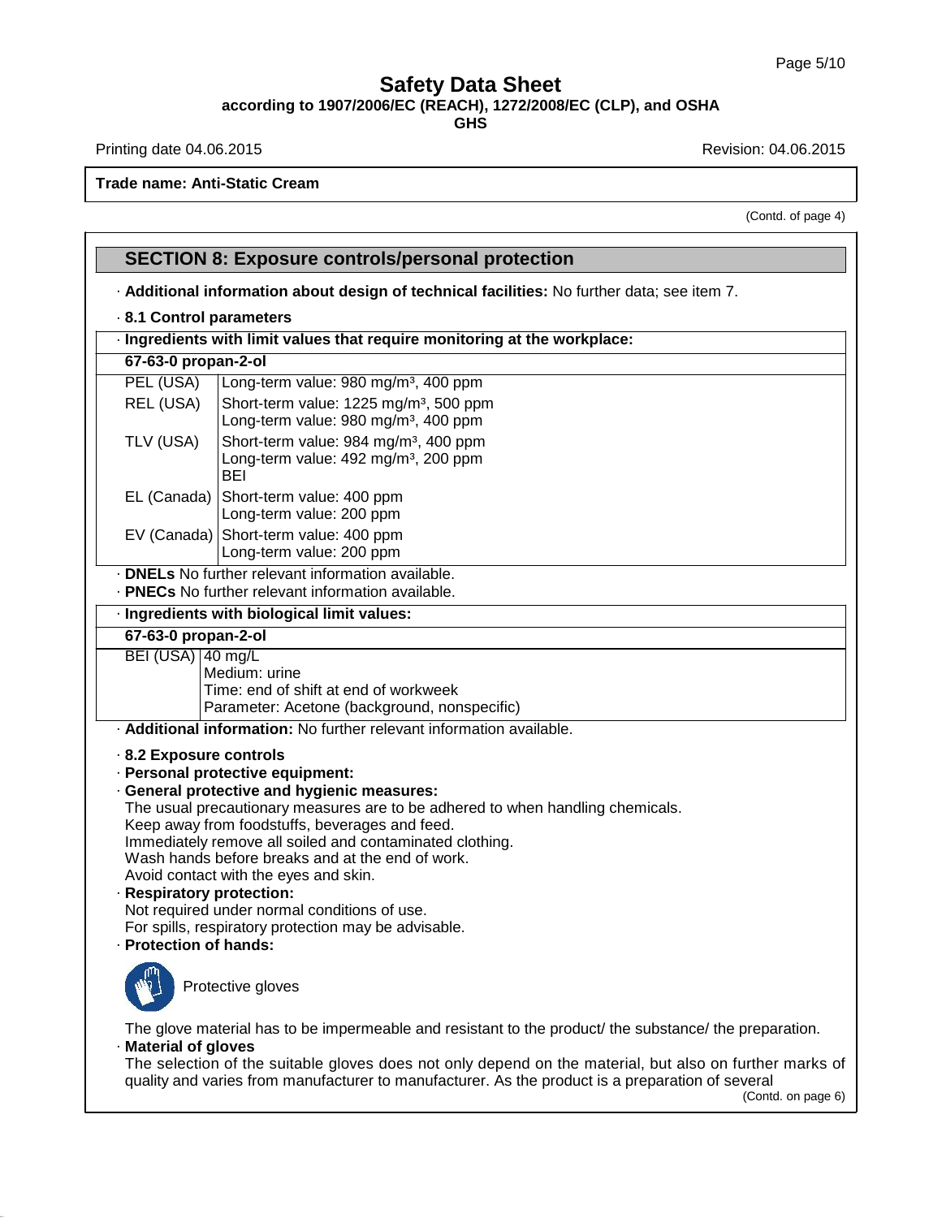## SECTION 8: Exposure controls/personal protection

· **Additional information about design of technical facilities:** No further data; see item 7.

· **8.1 Control parameters**

| · **Ingredients with limit values that require monitoring at the workplace:** | |
|---|---|
| **67-63-0 propan-2-ol** | |
| PEL (USA) | Long-term value: 980 mg/m³, 400 ppm |
| REL (USA) | Short-term value: 1225 mg/m³, 500 ppm<br>Long-term value: 980 mg/m³, 400 ppm |
| TLV (USA) | Short-term value: 984 mg/m³, 400 ppm<br>Long-term value: 492 mg/m³, 200 ppm<br>BEI |
| EL (Canada) | Short-term value: 400 ppm<br>Long-term value: 200 ppm |
| EV (Canada) | Short-term value: 400 ppm<br>Long-term value: 200 ppm |

· **DNELs** No further relevant information available.
· **PNECs** No further relevant information available.

| · **Ingredients with biological limit values:** | |
|---|---|
| **67-63-0 propan-2-ol** | |
| BEI (USA) | 40 mg/L<br>Medium: urine<br>Time: end of shift at end of workweek<br>Parameter: Acetone (background, nonspecific) |

· **Additional information:** No further relevant information available.

· **8.2 Exposure controls**
· **Personal protective equipment:**
· **General protective and hygienic measures:**
The usual precautionary measures are to be adhered to when handling chemicals.
Keep away from foodstuffs, beverages and feed.
Immediately remove all soiled and contaminated clothing.
Wash hands before breaks and at the end of work.
Avoid contact with the eyes and skin.
· **Respiratory protection:**
Not required under normal conditions of use.
For spills, respiratory protection may be advisable.
· **Protection of hands:**

Protective gloves

The glove material has to be impermeable and resistant to the product/ the substance/ the preparation.
· **Material of gloves**
The selection of the suitable gloves does not only depend on the material, but also on further marks of quality and varies from manufacturer to manufacturer. As the product is a preparation of several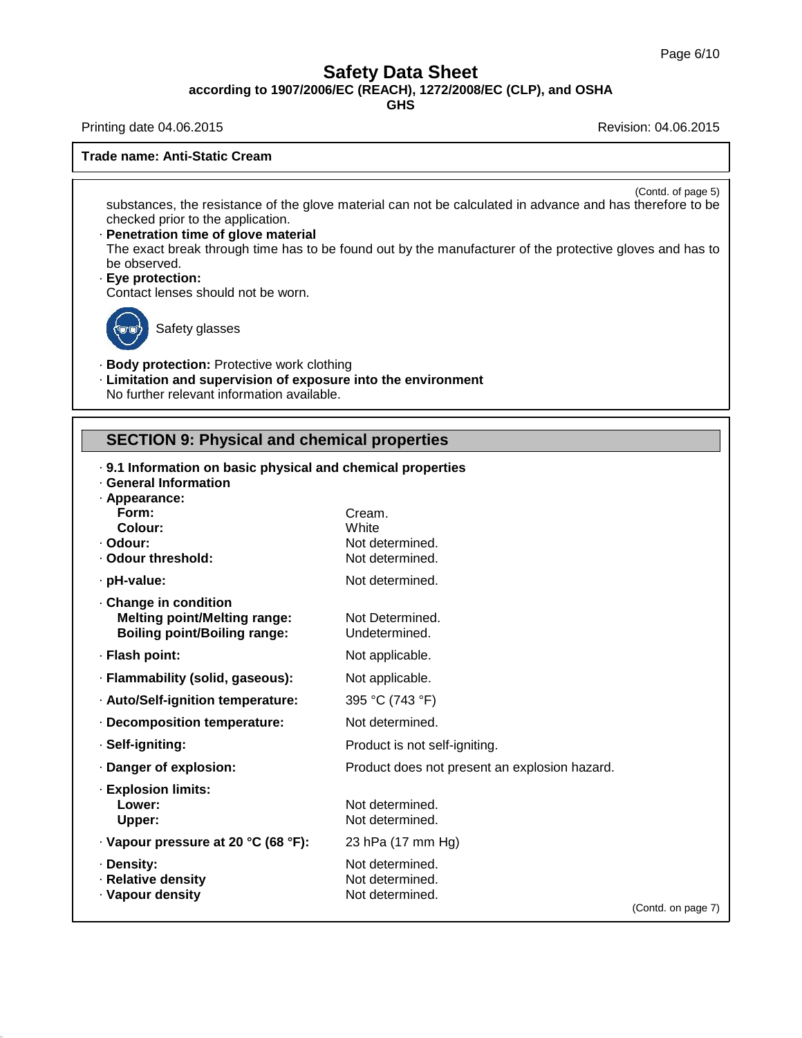(Contd. of page 5)

substances, the resistance of the glove material can not be calculated in advance and has therefore to be checked prior to the application.

· **Penetration time of glove material**
The exact break through time has to be found out by the manufacturer of the protective gloves and has to be observed.

· **Eye protection:**
Contact lenses should not be worn.

Safety glasses

· **Body protection:** Protective work clothing

· **Limitation and supervision of exposure into the environment**
No further relevant information available.

## SECTION 9: Physical and chemical properties

· **9.1 Information on basic physical and chemical properties**
· **General Information**

| Property | Value |
|---|---|
| · **Appearance:** | |
| **Form:** | Cream. |
| **Colour:** | White |
| · **Odour:** | Not determined. |
| · **Odour threshold:** | Not determined. |
| · **pH-value:** | Not determined. |
| · **Change in condition** | |
| **Melting point/Melting range:** | Not Determined. |
| **Boiling point/Boiling range:** | Undetermined. |
| · **Flash point:** | Not applicable. |
| · **Flammability (solid, gaseous):** | Not applicable. |
| · **Auto/Self-ignition temperature:** | 395 °C (743 °F) |
| · **Decomposition temperature:** | Not determined. |
| · **Self-igniting:** | Product is not self-igniting. |
| · **Danger of explosion:** | Product does not present an explosion hazard. |
| · **Explosion limits:** | |
| **Lower:** | Not determined. |
| **Upper:** | Not determined. |
| · **Vapour pressure at 20 °C (68 °F):** | 23 hPa (17 mm Hg) |
| · **Density:** | Not determined. |
| · **Relative density** | Not determined. |
| · **Vapour density** | Not determined. |

(Contd. on page 7)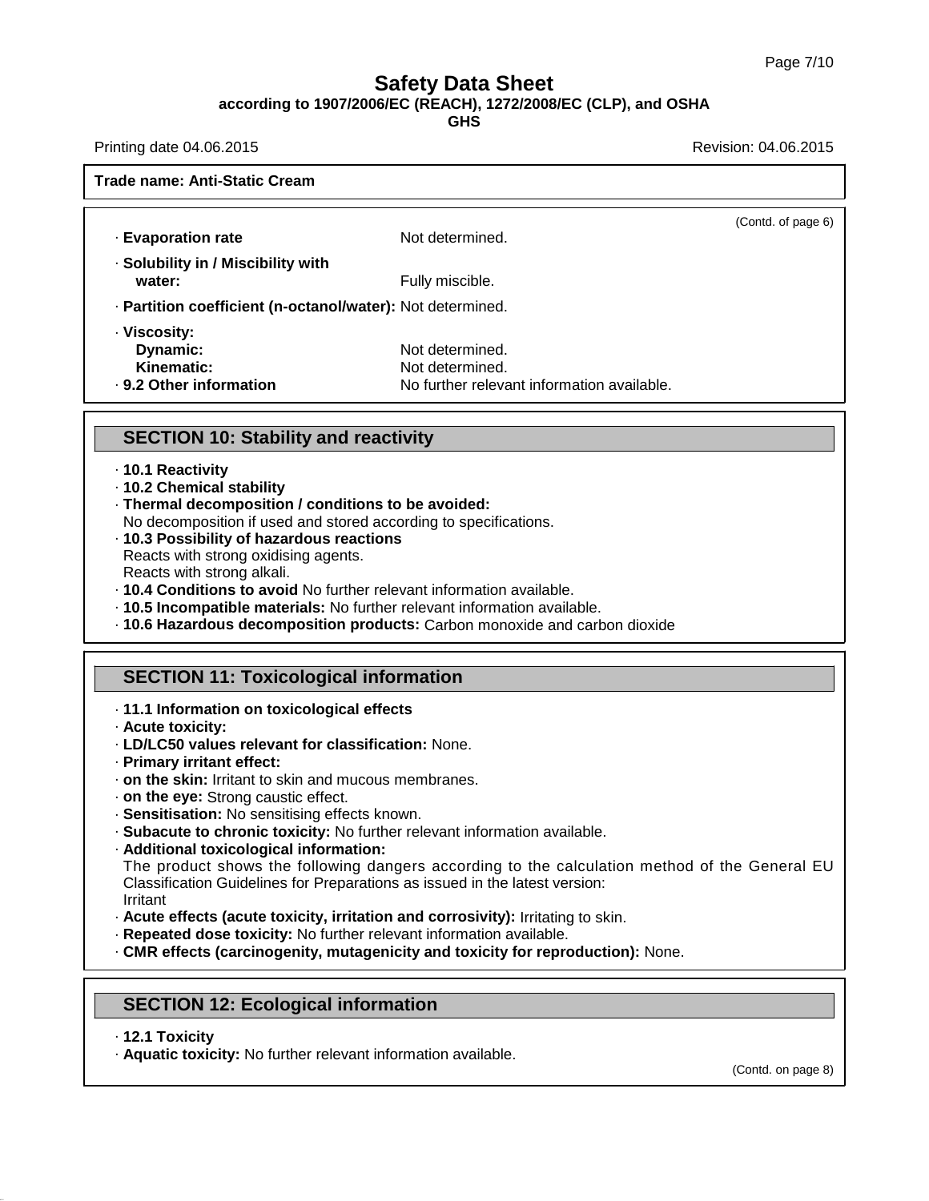**Trade name: Anti-Static Cream**

(Contd. of page 6)

- **Evaporation rate** Not determined.
- **Solubility in / Miscibility with water:** Fully miscible.
- **Partition coefficient (n-octanol/water):** Not determined.
- **Viscosity:**
  - **Dynamic:** Not determined.
  - **Kinematic:** Not determined.
- **9.2 Other information** No further relevant information available.

## SECTION 10: Stability and reactivity

- **10.1 Reactivity**
- **10.2 Chemical stability**
- **Thermal decomposition / conditions to be avoided:**
  No decomposition if used and stored according to specifications.
- **10.3 Possibility of hazardous reactions**
  Reacts with strong oxidising agents.
  Reacts with strong alkali.
- **10.4 Conditions to avoid** No further relevant information available.
- **10.5 Incompatible materials:** No further relevant information available.
- **10.6 Hazardous decomposition products:** Carbon monoxide and carbon dioxide

## SECTION 11: Toxicological information

- **11.1 Information on toxicological effects**
- **Acute toxicity:**
- **LD/LC50 values relevant for classification:** None.
- **Primary irritant effect:**
- **on the skin:** Irritant to skin and mucous membranes.
- **on the eye:** Strong caustic effect.
- **Sensitisation:** No sensitising effects known.
- **Subacute to chronic toxicity:** No further relevant information available.
- **Additional toxicological information:**
  The product shows the following dangers according to the calculation method of the General EU Classification Guidelines for Preparations as issued in the latest version:
  Irritant
- **Acute effects (acute toxicity, irritation and corrosivity):** Irritating to skin.
- **Repeated dose toxicity:** No further relevant information available.
- **CMR effects (carcinogenity, mutagenicity and toxicity for reproduction):** None.

## SECTION 12: Ecological information

- **12.1 Toxicity**
- **Aquatic toxicity:** No further relevant information available.

(Contd. on page 8)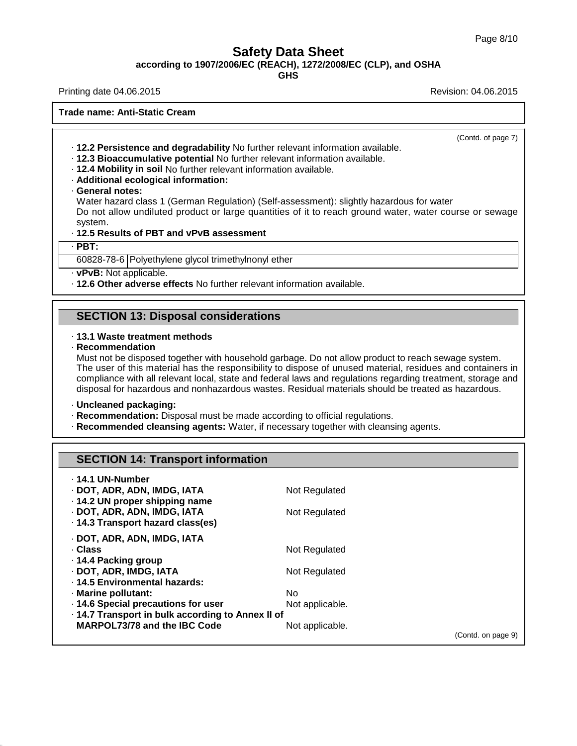(Contd. of page 7)

· **12.2 Persistence and degradability** No further relevant information available.
· **12.3 Bioaccumulative potential** No further relevant information available.
· **12.4 Mobility in soil** No further relevant information available.
· **Additional ecological information:**
· **General notes:**
Water hazard class 1 (German Regulation) (Self-assessment): slightly hazardous for water
Do not allow undiluted product or large quantities of it to reach ground water, water course or sewage system.
· **12.5 Results of PBT and vPvB assessment**

| · **PBT:** | |
|---|---|
| 60828-78-6 | Polyethylene glycol trimethylnonyl ether |

· **vPvB:** Not applicable.
· **12.6 Other adverse effects** No further relevant information available.

## SECTION 13: Disposal considerations

· **13.1 Waste treatment methods**
· **Recommendation**
Must not be disposed together with household garbage. Do not allow product to reach sewage system.
The user of this material has the responsibility to dispose of unused material, residues and containers in compliance with all relevant local, state and federal laws and regulations regarding treatment, storage and disposal for hazardous and nonhazardous wastes. Residual materials should be treated as hazardous.

· **Uncleaned packaging:**
· **Recommendation:** Disposal must be made according to official regulations.
· **Recommended cleansing agents:** Water, if necessary together with cleansing agents.

## SECTION 14: Transport information

· **14.1 UN-Number**
· **DOT, ADR, ADN, IMDG, IATA** Not Regulated
· **14.2 UN proper shipping name**
· **DOT, ADR, ADN, IMDG, IATA** Not Regulated
· **14.3 Transport hazard class(es)**

· **DOT, ADR, ADN, IMDG, IATA**
· **Class** Not Regulated
· **14.4 Packing group**
· **DOT, ADR, IMDG, IATA** Not Regulated
· **14.5 Environmental hazards:**
· **Marine pollutant:** No
· **14.6 Special precautions for user** Not applicable.
· **14.7 Transport in bulk according to Annex II of MARPOL73/78 and the IBC Code** Not applicable.

(Contd. on page 9)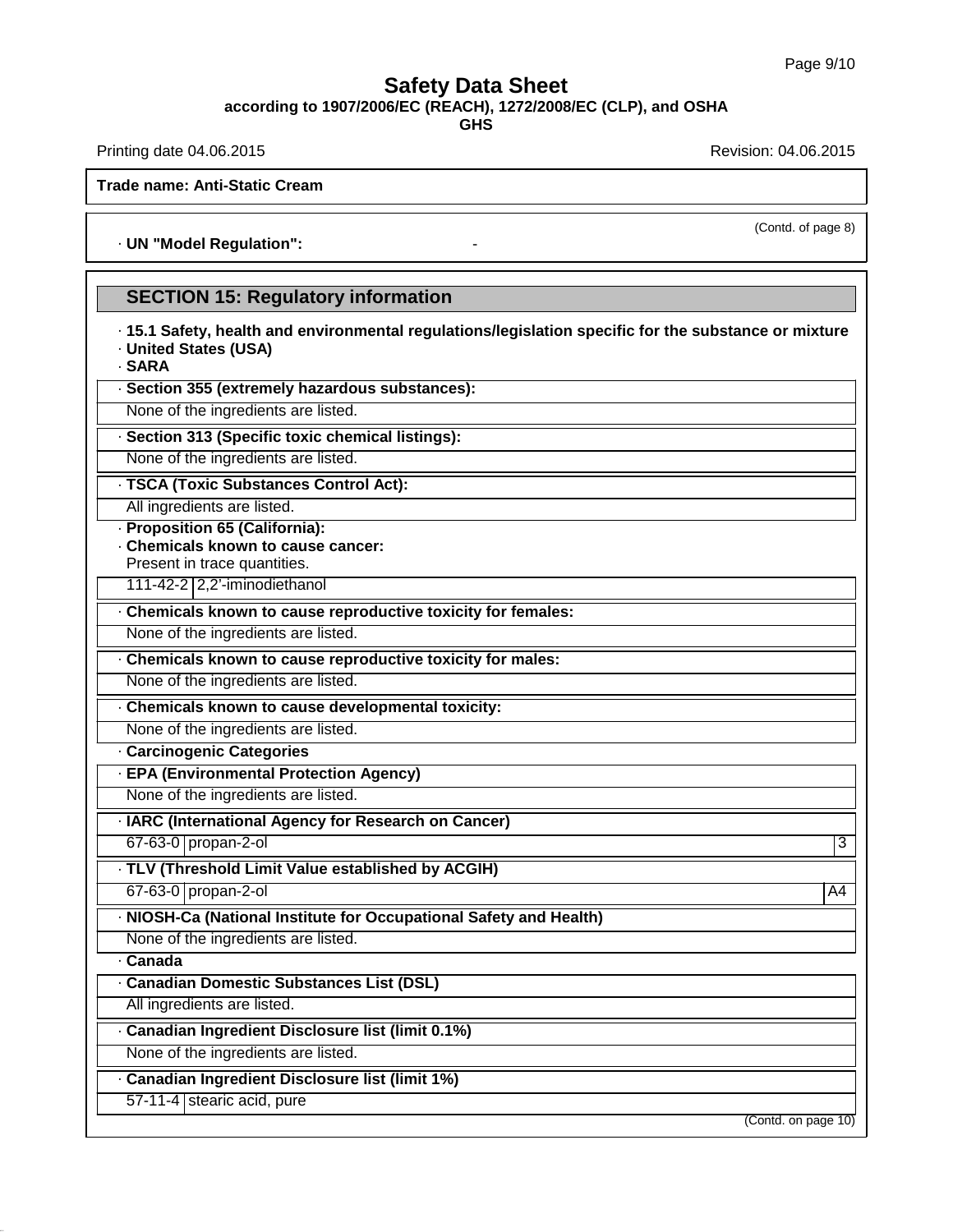**Trade name: Anti-Static Cream**

(Contd. of page 8)

· **UN "Model Regulation":** -

## SECTION 15: Regulatory information

· **15.1 Safety, health and environmental regulations/legislation specific for the substance or mixture**
· **United States (USA)**
· **SARA**

· **Section 355 (extremely hazardous substances):**

None of the ingredients are listed.

· **Section 313 (Specific toxic chemical listings):**

None of the ingredients are listed.

· **TSCA (Toxic Substances Control Act):**

All ingredients are listed.

· **Proposition 65 (California):**
· **Chemicals known to cause cancer:**
Present in trace quantities.

| | |
|---|---|
| 111-42-2 | 2,2'-iminodiethanol |

· **Chemicals known to cause reproductive toxicity for females:**

None of the ingredients are listed.

· **Chemicals known to cause reproductive toxicity for males:**

None of the ingredients are listed.

· **Chemicals known to cause developmental toxicity:**

None of the ingredients are listed.

· **Carcinogenic Categories**

· **EPA (Environmental Protection Agency)**

None of the ingredients are listed.

· **IARC (International Agency for Research on Cancer)**

| | | |
|---|---|---|
| 67-63-0 | propan-2-ol | 3 |

· **TLV (Threshold Limit Value established by ACGIH)**

| | | |
|---|---|---|
| 67-63-0 | propan-2-ol | A4 |

· **NIOSH-Ca (National Institute for Occupational Safety and Health)**

None of the ingredients are listed.

· **Canada**

· **Canadian Domestic Substances List (DSL)**

All ingredients are listed.

· **Canadian Ingredient Disclosure list (limit 0.1%)**

None of the ingredients are listed.

· **Canadian Ingredient Disclosure list (limit 1%)**

| | |
|---|---|
| 57-11-4 | stearic acid, pure |

(Contd. on page 10)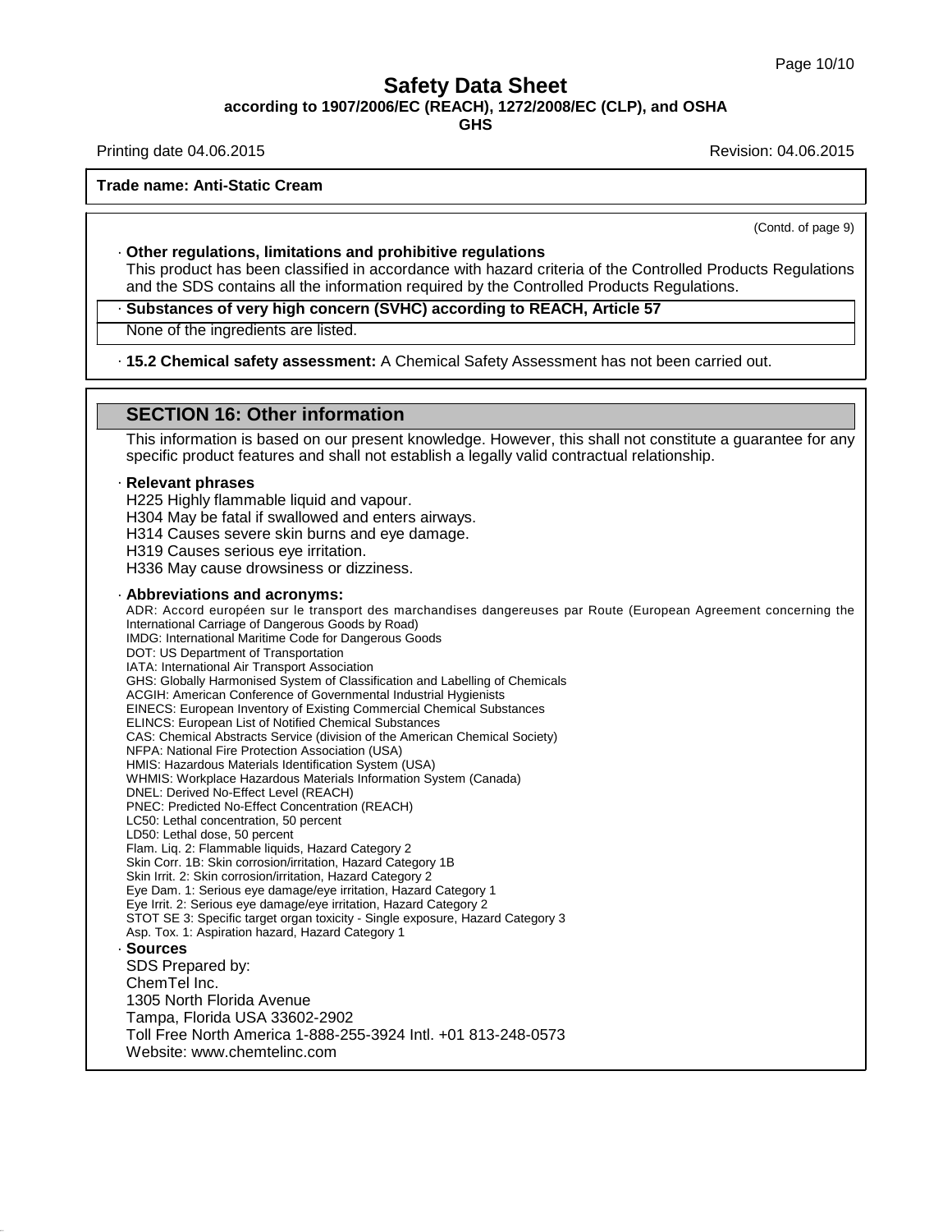(Contd. of page 9)

· **Other regulations, limitations and prohibitive regulations**
This product has been classified in accordance with hazard criteria of the Controlled Products Regulations and the SDS contains all the information required by the Controlled Products Regulations.

· **Substances of very high concern (SVHC) according to REACH, Article 57**
None of the ingredients are listed.

· **15.2 Chemical safety assessment:** A Chemical Safety Assessment has not been carried out.

## SECTION 16: Other information

This information is based on our present knowledge. However, this shall not constitute a guarantee for any specific product features and shall not establish a legally valid contractual relationship.

· **Relevant phrases**
H225 Highly flammable liquid and vapour.
H304 May be fatal if swallowed and enters airways.
H314 Causes severe skin burns and eye damage.
H319 Causes serious eye irritation.
H336 May cause drowsiness or dizziness.

· **Abbreviations and acronyms:**
ADR: Accord européen sur le transport des marchandises dangereuses par Route (European Agreement concerning the International Carriage of Dangerous Goods by Road)
IMDG: International Maritime Code for Dangerous Goods
DOT: US Department of Transportation
IATA: International Air Transport Association
GHS: Globally Harmonised System of Classification and Labelling of Chemicals
ACGIH: American Conference of Governmental Industrial Hygienists
EINECS: European Inventory of Existing Commercial Chemical Substances
ELINCS: European List of Notified Chemical Substances
CAS: Chemical Abstracts Service (division of the American Chemical Society)
NFPA: National Fire Protection Association (USA)
HMIS: Hazardous Materials Identification System (USA)
WHMIS: Workplace Hazardous Materials Information System (Canada)
DNEL: Derived No-Effect Level (REACH)
PNEC: Predicted No-Effect Concentration (REACH)
LC50: Lethal concentration, 50 percent
LD50: Lethal dose, 50 percent
Flam. Liq. 2: Flammable liquids, Hazard Category 2
Skin Corr. 1B: Skin corrosion/irritation, Hazard Category 1B
Skin Irrit. 2: Skin corrosion/irritation, Hazard Category 2
Eye Dam. 1: Serious eye damage/eye irritation, Hazard Category 1
Eye Irrit. 2: Serious eye damage/eye irritation, Hazard Category 2
STOT SE 3: Specific target organ toxicity - Single exposure, Hazard Category 3
Asp. Tox. 1: Aspiration hazard, Hazard Category 1

· **Sources**
SDS Prepared by:
ChemTel Inc.
1305 North Florida Avenue
Tampa, Florida USA 33602-2902
Toll Free North America 1-888-255-3924 Intl. +01 813-248-0573
Website: www.chemtelinc.com